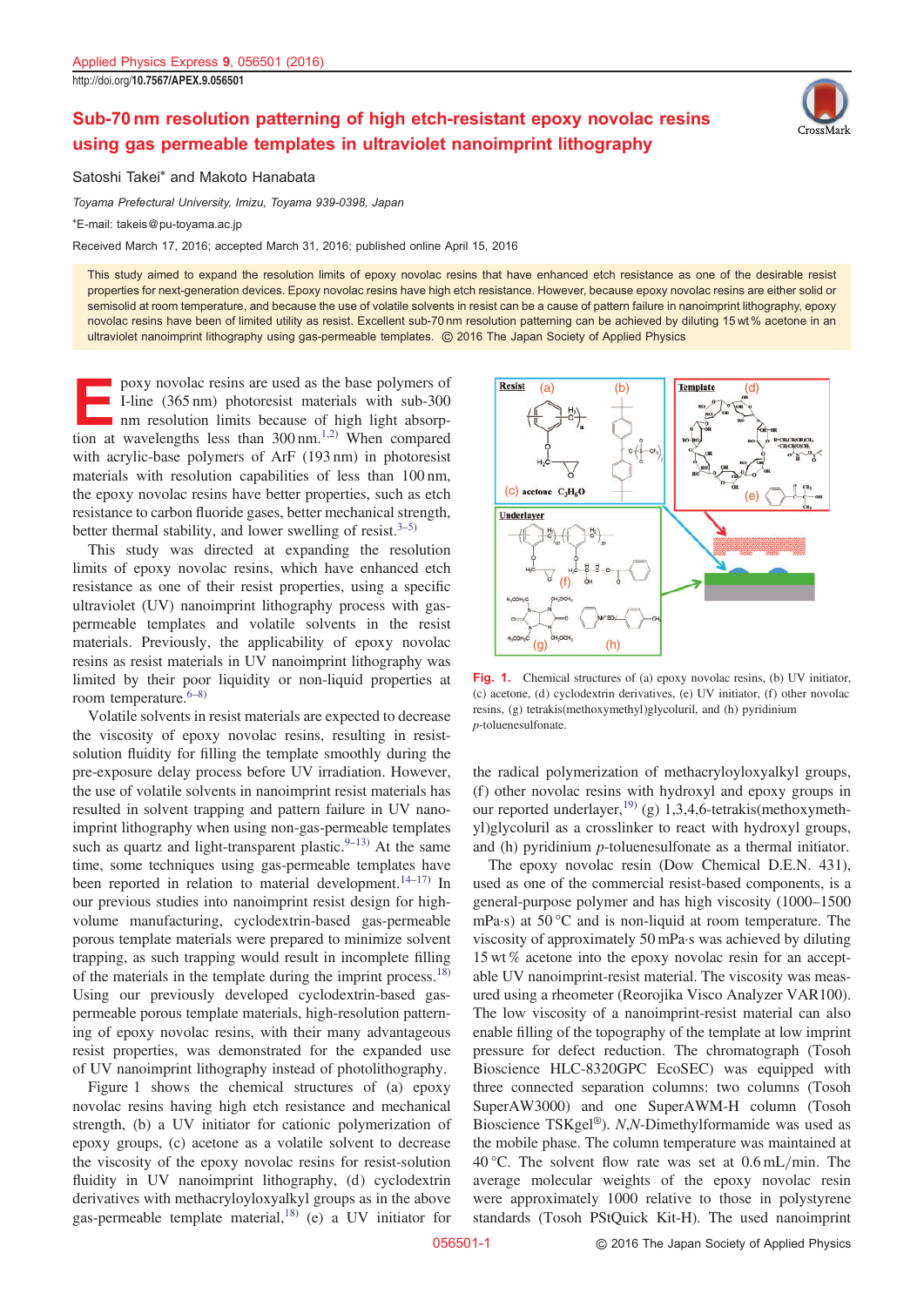# Sub-70 nm resolution patterning of high etch-resistant epoxy novolac resins using gas permeable templates in ultraviolet nanoimprint lithography

Satoshi Takei* and Makoto Hanabata

*Toyama Prefectural University, Imizu, Toyama 939-0398, Japan*

*E-mail: takeis@pu-toyama.ac.jp

Received March 17, 2016; accepted March 31, 2016; published online April 15, 2016

This study aimed to expand the resolution limits of epoxy novolac resins that have enhanced etch resistance as one of the desirable resist properties for next-generation devices. Epoxy novolac resins have high etch resistance. However, because epoxy novolac resins are either solid or semisolid at room temperature, and because the use of volatile solvents in resist can be a cause of pattern failure in nanoimprint lithography, epoxy novolac resins have been of limited utility as resist. Excellent sub-70 nm resolution patterning can be achieved by diluting 15 wt% acetone in an ultraviolet nanoimprint lithography using gas-permeable templates. © 2016 The Japan Society of Applied Physics

Epoxy novolac resins are used as the base polymers of I-line (365 nm) photoresist materials with sub-300 nm resolution limits because of high light absorption at wavelengths less than 300 nm.[1,2] When compared with acrylic-base polymers of ArF (193 nm) in photoresist materials with resolution capabilities of less than 100 nm, the epoxy novolac resins have better properties, such as etch resistance to carbon fluoride gases, better mechanical strength, better thermal stability, and lower swelling of resist.[3–5]

This study was directed at expanding the resolution limits of epoxy novolac resins, which have enhanced etch resistance as one of their resist properties, using a specific ultraviolet (UV) nanoimprint lithography process with gas-permeable templates and volatile solvents in the resist materials. Previously, the applicability of epoxy novolac resins as resist materials in UV nanoimprint lithography was limited by their poor liquidity or non-liquid properties at room temperature.[6–8]

Volatile solvents in resist materials are expected to decrease the viscosity of epoxy novolac resins, resulting in resist-solution fluidity for filling the template smoothly during the pre-exposure delay process before UV irradiation. However, the use of volatile solvents in nanoimprint resist materials has resulted in solvent trapping and pattern failure in UV nanoimprint lithography when using non-gas-permeable templates such as quartz and light-transparent plastic.[9–13] At the same time, some techniques using gas-permeable templates have been reported in relation to material development.[14–17] In our previous studies into nanoimprint resist design for high-volume manufacturing, cyclodextrin-based gas-permeable porous template materials were prepared to minimize solvent trapping, as such trapping would result in incomplete filling of the materials in the template during the imprint process.[18] Using our previously developed cyclodextrin-based gas-permeable porous template materials, high-resolution patterning of epoxy novolac resins, with their many advantageous resist properties, was demonstrated for the expanded use of UV nanoimprint lithography instead of photolithography.

Figure 1 shows the chemical structures of (a) epoxy novolac resins having high etch resistance and mechanical strength, (b) a UV initiator for cationic polymerization of epoxy groups, (c) acetone as a volatile solvent to decrease the viscosity of the epoxy novolac resins for resist-solution fluidity in UV nanoimprint lithography, (d) cyclodextrin derivatives with methacryloyloxyalkyl groups as in the above gas-permeable template material,[18] (e) a UV initiator for the radical polymerization of methacryloyloxyalkyl groups, (f) other novolac resins with hydroxyl and epoxy groups in our reported underlayer,[19] (g) 1,3,4,6-tetrakis(methoxymethyl)glycoluril as a crosslinker to react with hydroxyl groups, and (h) pyridinium *p*-toluenesulfonate as a thermal initiator.

**Fig. 1.** Chemical structures of (a) epoxy novolac resins, (b) UV initiator, (c) acetone, (d) cyclodextrin derivatives, (e) UV initiator, (f) other novolac resins, (g) tetrakis(methoxymethyl)glycoluril, and (h) pyridinium *p*-toluenesulfonate.

The epoxy novolac resin (Dow Chemical D.E.N. 431), used as one of the commercial resist-based components, is a general-purpose polymer and has high viscosity (1000–1500 mPa·s) at 50 °C and is non-liquid at room temperature. The viscosity of approximately 50 mPa·s was achieved by diluting 15 wt% acetone into the epoxy novolac resin for an acceptable UV nanoimprint-resist material. The viscosity was measured using a rheometer (Reorojika Visco Analyzer VAR100). The low viscosity of a nanoimprint-resist material can also enable filling of the topography of the template at low imprint pressure for defect reduction. The chromatograph (Tosoh Bioscience HLC-8320GPC EcoSEC) was equipped with three connected separation columns: two columns (Tosoh SuperAW3000) and one SuperAWM-H column (Tosoh Bioscience TSKgel®). *N*,*N*-Dimethylformamide was used as the mobile phase. The column temperature was maintained at 40 °C. The solvent flow rate was set at 0.6 mL/min. The average molecular weights of the epoxy novolac resin were approximately 1000 relative to those in polystyrene standards (Tosoh PStQuick Kit-H). The used nanoimprint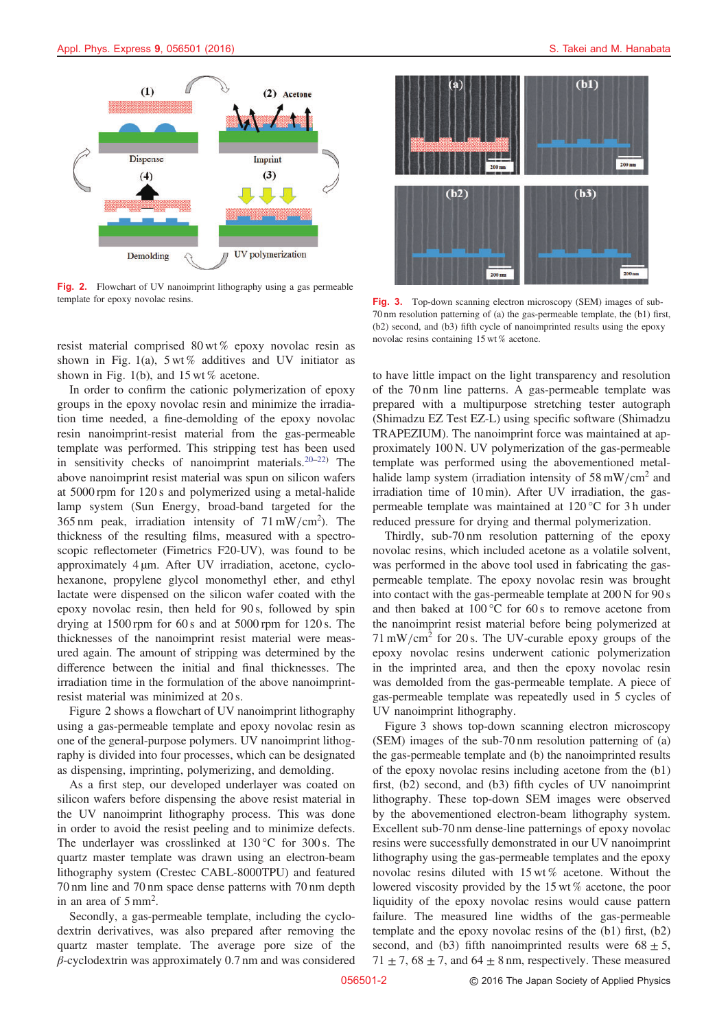Fig. 2. Flowchart of UV nanoimprint lithography using a gas permeable template for epoxy novolac resins.

Fig. 3. Top-down scanning electron microscopy (SEM) images of sub-70 nm resolution patterning of (a) the gas-permeable template, the (b1) first, (b2) second, and (b3) fifth cycle of nanoimprinted results using the epoxy novolac resins containing 15 wt% acetone.

resist material comprised 80 wt% epoxy novolac resin as shown in Fig. 1(a), 5 wt% additives and UV initiator as shown in Fig. 1(b), and 15 wt% acetone.

In order to confirm the cationic polymerization of epoxy groups in the epoxy novolac resin and minimize the irradiation time needed, a fine-demolding of the epoxy novolac resin nanoimprint-resist material from the gas-permeable template was performed. This stripping test has been used in sensitivity checks of nanoimprint materials.[20–22] The above nanoimprint resist material was spun on silicon wafers at 5000 rpm for 120 s and polymerized using a metal-halide lamp system (Sun Energy, broad-band targeted for the 365 nm peak, irradiation intensity of 71 mW/cm$^2$). The thickness of the resulting films, measured with a spectroscopic reflectometer (Fimetrics F20-UV), was found to be approximately 4 µm. After UV irradiation, acetone, cyclohexanone, propylene glycol monomethyl ether, and ethyl lactate were dispensed on the silicon wafer coated with the epoxy novolac resin, then held for 90 s, followed by spin drying at 1500 rpm for 60 s and at 5000 rpm for 120 s. The thicknesses of the nanoimprint resist material were measured again. The amount of stripping was determined by the difference between the initial and final thicknesses. The irradiation time in the formulation of the above nanoimprint-resist material was minimized at 20 s.

Figure 2 shows a flowchart of UV nanoimprint lithography using a gas-permeable template and epoxy novolac resin as one of the general-purpose polymers. UV nanoimprint lithography is divided into four processes, which can be designated as dispensing, imprinting, polymerizing, and demolding.

As a first step, our developed underlayer was coated on silicon wafers before dispensing the above resist material in the UV nanoimprint lithography process. This was done in order to avoid the resist peeling and to minimize defects. The underlayer was crosslinked at 130 °C for 300 s. The quartz master template was drawn using an electron-beam lithography system (Crestec CABL-8000TPU) and featured 70 nm line and 70 nm space dense patterns with 70 nm depth in an area of 5 mm$^2$.

Secondly, a gas-permeable template, including the cyclodextrin derivatives, was also prepared after removing the quartz master template. The average pore size of $\beta$-cyclodextrin was approximately 0.7 nm and was considered to have little impact on the light transparency and resolution of the 70 nm line patterns. A gas-permeable template was prepared with a multipurpose stretching tester autograph (Shimadzu EZ Test EZ-L) using specific software (Shimadzu TRAPEZIUM). The nanoimprint force was maintained at approximately 100 N. UV polymerization of the gas-permeable template was performed using the abovementioned metal-halide lamp system (irradiation intensity of 58 mW/cm$^2$ and irradiation time of 10 min). After UV irradiation, the gas-permeable template was maintained at 120 °C for 3 h under reduced pressure for drying and thermal polymerization.

Thirdly, sub-70 nm resolution patterning of the epoxy novolac resins, which included acetone as a volatile solvent, was performed in the above tool used in fabricating the gas-permeable template. The epoxy novolac resin was brought into contact with the gas-permeable template at 200 N for 90 s and then baked at 100 °C for 60 s to remove acetone from the nanoimprint resist material before being polymerized at 71 mW/cm$^2$ for 20 s. The UV-curable epoxy groups of the epoxy novolac resins underwent cationic polymerization in the imprinted area, and then the epoxy novolac resin was demolded from the gas-permeable template. A piece of gas-permeable template was repeatedly used in 5 cycles of UV nanoimprint lithography.

Figure 3 shows top-down scanning electron microscopy (SEM) images of the sub-70 nm resolution patterning of (a) the gas-permeable template and (b) the nanoimprinted results of the epoxy novolac resins including acetone from the (b1) first, (b2) second, and (b3) fifth cycles of UV nanoimprint lithography. These top-down SEM images were observed by the abovementioned electron-beam lithography system. Excellent sub-70 nm dense-line patternings of epoxy novolac resins were successfully demonstrated in our UV nanoimprint lithography using the gas-permeable templates and the epoxy novolac resins diluted with 15 wt% acetone. Without the lowered viscosity provided by the 15 wt% acetone, the poor liquidity of the epoxy novolac resins would cause pattern failure. The measured line widths of the gas-permeable template and the epoxy novolac resins of the (b1) first, (b2) second, and (b3) fifth nanoimprinted results were 68 ± 5, 71 ± 7, 68 ± 7, and 64 ± 8 nm, respectively. These measured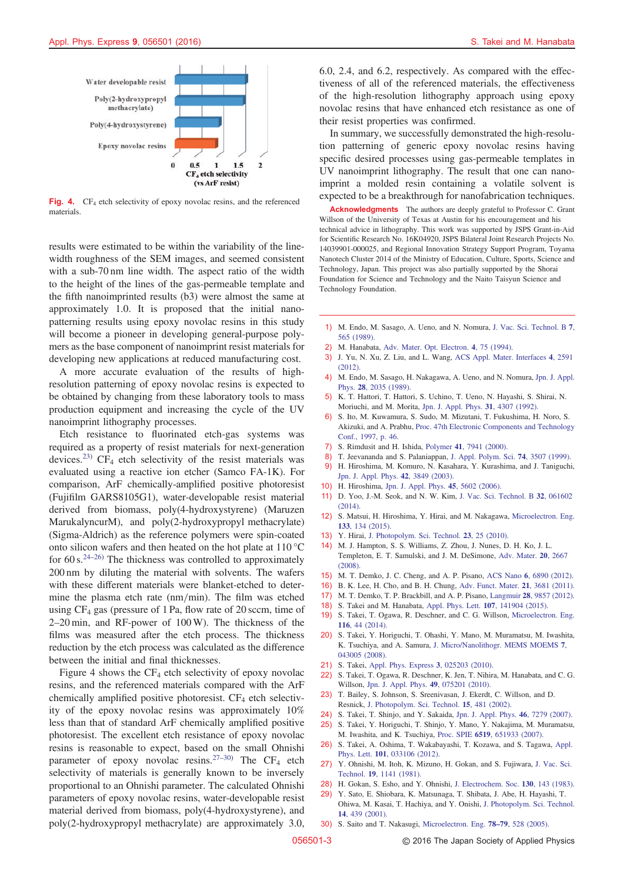Water developable resist

Poly(2-hydroxypropyl methacrylate)

Poly(4-hydroxystyrene)

Epoxy novolac resins

0 0.5 1 1.5 2

$CF_4$ etch selectivity (vs ArF resist)

**Fig. 4.** $CF_4$ etch selectivity of epoxy novolac resins, and the referenced materials.

results were estimated to be within the variability of the line-width roughness of the SEM images, and seemed consistent with a sub-70 nm line width. The aspect ratio of the width to the height of the lines of the gas-permeable template and the fifth nanoimprinted results (b3) were almost the same at approximately 1.0. It is proposed that the initial nano-patterning results using epoxy novolac resins in this study will become a pioneer in developing general-purpose polymers as the base component of nanoimprint resist materials for developing new applications at reduced manufacturing cost.

A more accurate evaluation of the results of high-resolution patterning of epoxy novolac resins is expected to be obtained by changing from these laboratory tools to mass production equipment and increasing the cycle of the UV nanoimprint lithography processes.

Etch resistance to fluorinated etch-gas systems was required as a property of resist materials for next-generation devices.[23] $CF_4$ etch selectivity of the resist materials was evaluated using a reactive ion etcher (Samco FA-1K). For comparison, ArF chemically-amplified positive photoresist (Fujifilm GARS8105G1), water-developable resist material derived from biomass, poly(4-hydroxystyrene) (Maruzen MarukalyncurM), and poly(2-hydroxypropyl methacrylate) (Sigma-Aldrich) as the reference polymers were spin-coated onto silicon wafers and then heated on the hot plate at 110 °C for 60 s.[24–26] The thickness was controlled to approximately 200 nm by diluting the material with solvents. The wafers with these different materials were blanket-etched to determine the plasma etch rate (nm/min). The film was etched using $CF_4$ gas (pressure of 1 Pa, flow rate of 20 sccm, time of 2–20 min, and RF-power of 100 W). The thickness of the films was measured after the etch process. The thickness reduction by the etch process was calculated as the difference between the initial and final thicknesses.

Figure 4 shows the $CF_4$ etch selectivity of epoxy novolac resins, and the referenced materials compared with the ArF chemically amplified positive photoresist. $CF_4$ etch selectivity of the epoxy novolac resins was approximately 10% less than that of standard ArF chemically amplified positive photoresist. The excellent etch resistance of epoxy novolac resins is reasonable to expect, based on the small Ohnishi parameter of epoxy novolac resins.[27–30] The $CF_4$ etch selectivity of materials is generally known to be inversely proportional to an Ohnishi parameter. The calculated Ohnishi parameters of epoxy novolac resins, water-developable resist material derived from biomass, poly(4-hydroxystyrene), and poly(2-hydroxypropyl methacrylate) are approximately 3.0, 6.0, 2.4, and 6.2, respectively. As compared with the effectiveness of all of the referenced materials, the effectiveness of the high-resolution lithography approach using epoxy novolac resins that have enhanced etch resistance as one of their resist properties was confirmed.

In summary, we successfully demonstrated the high-resolution patterning of generic epoxy novolac resins having specific desired processes using gas-permeable templates in UV nanoimprint lithography. The result that one can nanoimprint a molded resin containing a volatile solvent is expected to be a breakthrough for nanofabrication techniques.

**Acknowledgments** The authors are deeply grateful to Professor C. Grant Willson of the University of Texas at Austin for his encouragement and his technical advice in lithography. This work was supported by JSPS Grant-in-Aid for Scientific Research No. 16K04920, JSPS Bilateral Joint Research Projects No. 14039901-000025, and Regional Innovation Strategy Support Program, Toyama Nanotech Cluster 2014 of the Ministry of Education, Culture, Sports, Science and Technology, Japan. This project was also partially supported by the Shorai Foundation for Science and Technology and the Naito Taisyun Science and Technology Foundation.

1) M. Endo, M. Sasago, A. Ueno, and N. Nomura, J. Vac. Sci. Technol. B **7**, 565 (1989).
2) M. Hanabata, Adv. Mater. Opt. Electron. **4**, 75 (1994).
3) J. Yu, N. Xu, Z. Liu, and L. Wang, ACS Appl. Mater. Interfaces **4**, 2591 (2012).
4) M. Endo, M. Sasago, H. Nakagawa, A. Ueno, and N. Nomura, Jpn. J. Appl. Phys. **28**, 2035 (1989).
5) K. T. Hattori, T. Hattori, S. Uchino, T. Ueno, N. Hayashi, S. Shirai, N. Moriuchi, and M. Morita, Jpn. J. Appl. Phys. **31**, 4307 (1992).
6) S. Ito, M. Kuwamura, S. Sudo, M. Mizutani, T. Fukushima, H. Noro, S. Akizuki, and A. Prabhu, Proc. 47th Electronic Components and Technology Conf., 1997, p. 46.
7) S. Rimdusit and H. Ishida, Polymer **41**, 7941 (2000).
8) T. Jeevananda and S. Palaniappan, J. Appl. Polym. Sci. **74**, 3507 (1999).
9) H. Hiroshima, M. Komuro, N. Kasahara, Y. Kurashima, and J. Taniguchi, Jpn. J. Appl. Phys. **42**, 3849 (2003).
10) H. Hiroshima, Jpn. J. Appl. Phys. **45**, 5602 (2006).
11) D. Yoo, J.-M. Seok, and N. W. Kim, J. Vac. Sci. Technol. B **32**, 061602 (2014).
12) S. Matsui, H. Hiroshima, Y. Hirai, and M. Nakagawa, Microelectron. Eng. **133**, 134 (2015).
13) Y. Hirai, J. Photopolym. Sci. Technol. **23**, 25 (2010).
14) M. J. Hampton, S. S. Williams, Z. Zhou, J. Nunes, D. H. Ko, J. L. Templeton, E. T. Samulski, and J. M. DeSimone, Adv. Mater. **20**, 2667 (2008).
15) M. T. Demko, J. C. Cheng, and A. P. Pisano, ACS Nano **6**, 6890 (2012).
16) B. K. Lee, H. Cho, and B. H. Chung, Adv. Funct. Mater. **21**, 3681 (2011).
17) M. T. Demko, T. P. Brackbill, and A. P. Pisano, Langmuir **28**, 9857 (2012).
18) S. Takei and M. Hanabata, Appl. Phys. Lett. **107**, 141904 (2015).
19) S. Takei, T. Ogawa, R. Deschner, and C. G. Willson, Microelectron. Eng. **116**, 44 (2014).
20) S. Takei, Y. Horiguchi, T. Ohashi, Y. Mano, M. Muramatsu, M. Iwashita, K. Tsuchiya, and A. Samura, J. Micro/Nanolithogr. MEMS MOEMS **7**, 043005 (2008).
21) S. Takei, Appl. Phys. Express **3**, 025203 (2010).
22) S. Takei, T. Ogawa, R. Deschner, K. Jen, T. Nihira, M. Hanabata, and C. G. Willson, Jpn. J. Appl. Phys. **49**, 075201 (2010).
23) T. Bailey, S. Johnson, S. Sreenivasan, J. Ekerdt, C. Willson, and D. Resnick, J. Photopolym. Sci. Technol. **15**, 481 (2002).
24) S. Takei, T. Shinjo, and Y. Sakaida, Jpn. J. Appl. Phys. **46**, 7279 (2007).
25) S. Takei, Y. Horiguchi, T. Shinjo, Y. Mano, Y. Nakajima, M. Muramatsu, M. Iwashita, and K. Tsuchiya, Proc. SPIE **6519**, 651933 (2007).
26) S. Takei, A. Oshima, T. Wakabayashi, T. Kozawa, and S. Tagawa, Appl. Phys. Lett. **101**, 033106 (2012).
27) Y. Ohnishi, M. Itoh, K. Mizuno, H. Gokan, and S. Fujiwara, J. Vac. Sci. Technol. **19**, 1141 (1981).
28) H. Gokan, S. Esho, and Y. Ohnishi, J. Electrochem. Soc. **130**, 143 (1983).
29) Y. Sato, E. Shiobara, K. Matsunaga, T. Shibata, J. Abe, H. Hayashi, T. Ohiwa, M. Kasai, T. Hachiya, and Y. Onishi, J. Photopolym. Sci. Technol. **14**, 439 (2001).
30) S. Saito and T. Nakasugi, Microelectron. Eng. **78–79**, 528 (2005).